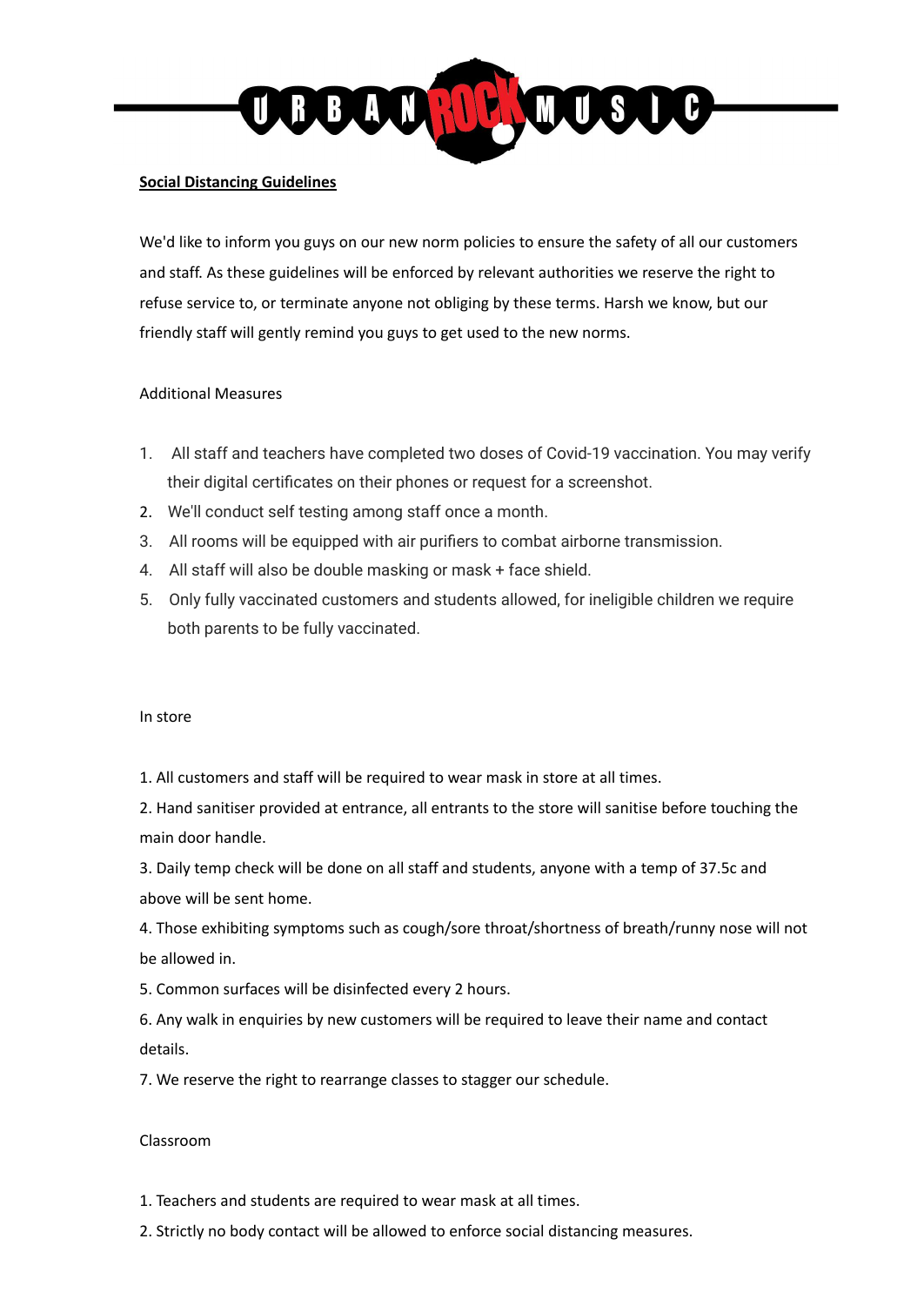**Social Distancing Guidelines**

We'd like to inform you guys on our new norm policies to ensure the safety of all our customers and staff. As these guidelines will be enforced by relevant authorities we reserve the right to refuse service to, or terminate anyone not obliging by these terms. Harsh we know, but our friendly staff will gently remind you guys to get used to the new norms.

Additional Measures

1. All staff and teachers have completed two doses of Covid-19 vaccination. You may verify their digital certificates on their phones or request for a screenshot.
2. We'll conduct self testing among staff once a month.
3. All rooms will be equipped with air purifiers to combat airborne transmission.
4. All staff will also be double masking or mask + face shield.
5. Only fully vaccinated customers and students allowed, for ineligible children we require both parents to be fully vaccinated.

In store

1. All customers and staff will be required to wear mask in store at all times.
2. Hand sanitiser provided at entrance, all entrants to the store will sanitise before touching the main door handle.
3. Daily temp check will be done on all staff and students, anyone with a temp of 37.5c and above will be sent home.
4. Those exhibiting symptoms such as cough/sore throat/shortness of breath/runny nose will not be allowed in.
5. Common surfaces will be disinfected every 2 hours.
6. Any walk in enquiries by new customers will be required to leave their name and contact details.
7. We reserve the right to rearrange classes to stagger our schedule.

Classroom

1. Teachers and students are required to wear mask at all times.
2. Strictly no body contact will be allowed to enforce social distancing measures.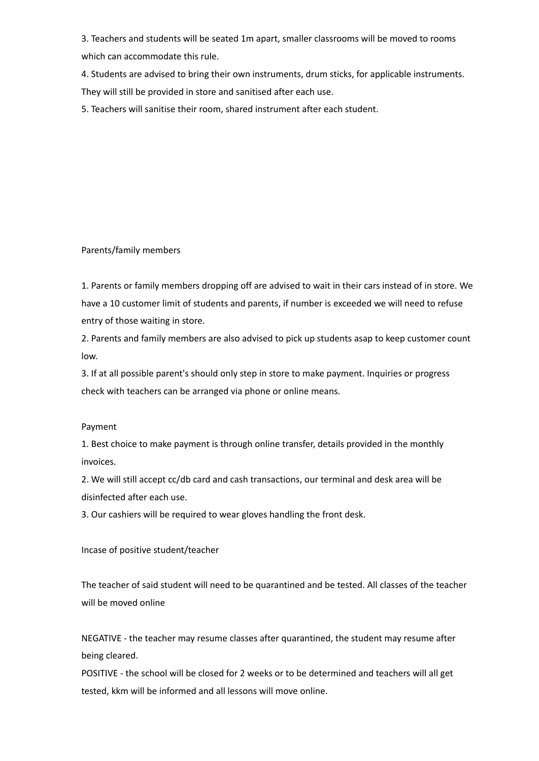3. Teachers and students will be seated 1m apart, smaller classrooms will be moved to rooms which can accommodate this rule.
4. Students are advised to bring their own instruments, drum sticks, for applicable instruments. They will still be provided in store and sanitised after each use.
5. Teachers will sanitise their room, shared instrument after each student.

Parents/family members

1. Parents or family members dropping off are advised to wait in their cars instead of in store. We have a 10 customer limit of students and parents, if number is exceeded we will need to refuse entry of those waiting in store.
2. Parents and family members are also advised to pick up students asap to keep customer count low.
3. If at all possible parent's should only step in store to make payment. Inquiries or progress check with teachers can be arranged via phone or online means.

Payment

1. Best choice to make payment is through online transfer, details provided in the monthly invoices.
2. We will still accept cc/db card and cash transactions, our terminal and desk area will be disinfected after each use.
3. Our cashiers will be required to wear gloves handling the front desk.

Incase of positive student/teacher

The teacher of said student will need to be quarantined and be tested. All classes of the teacher will be moved online

NEGATIVE - the teacher may resume classes after quarantined, the student may resume after being cleared.
POSITIVE - the school will be closed for 2 weeks or to be determined and teachers will all get tested, kkm will be informed and all lessons will move online.